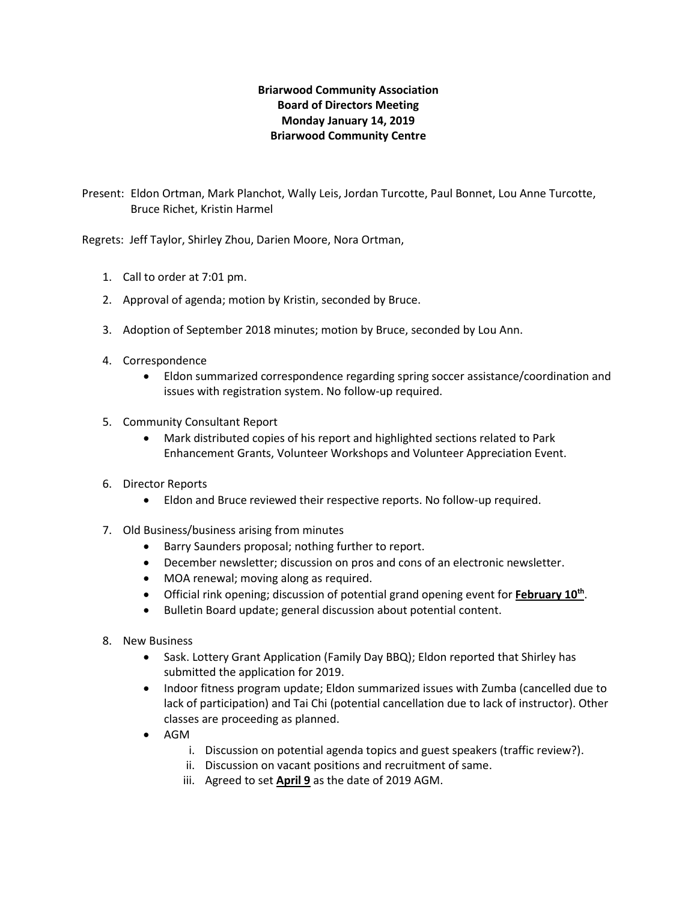**Briarwood Community Association**
**Board of Directors Meeting**
**Monday January 14, 2019**
**Briarwood Community Centre**

Present: Eldon Ortman, Mark Planchot, Wally Leis, Jordan Turcotte, Paul Bonnet, Lou Anne Turcotte, Bruce Richet, Kristin Harmel

Regrets: Jeff Taylor, Shirley Zhou, Darien Moore, Nora Ortman,

1. Call to order at 7:01 pm.
2. Approval of agenda; motion by Kristin, seconded by Bruce.
3. Adoption of September 2018 minutes; motion by Bruce, seconded by Lou Ann.
4. Correspondence
   - Eldon summarized correspondence regarding spring soccer assistance/coordination and issues with registration system. No follow-up required.
5. Community Consultant Report
   - Mark distributed copies of his report and highlighted sections related to Park Enhancement Grants, Volunteer Workshops and Volunteer Appreciation Event.
6. Director Reports
   - Eldon and Bruce reviewed their respective reports. No follow-up required.
7. Old Business/business arising from minutes
   - Barry Saunders proposal; nothing further to report.
   - December newsletter; discussion on pros and cons of an electronic newsletter.
   - MOA renewal; moving along as required.
   - Official rink opening; discussion of potential grand opening event for **February 10th**.
   - Bulletin Board update; general discussion about potential content.
8. New Business
   - Sask. Lottery Grant Application (Family Day BBQ); Eldon reported that Shirley has submitted the application for 2019.
   - Indoor fitness program update; Eldon summarized issues with Zumba (cancelled due to lack of participation) and Tai Chi (potential cancellation due to lack of instructor). Other classes are proceeding as planned.
   - AGM
     1. Discussion on potential agenda topics and guest speakers (traffic review?).
     2. Discussion on vacant positions and recruitment of same.
     3. Agreed to set **April 9** as the date of 2019 AGM.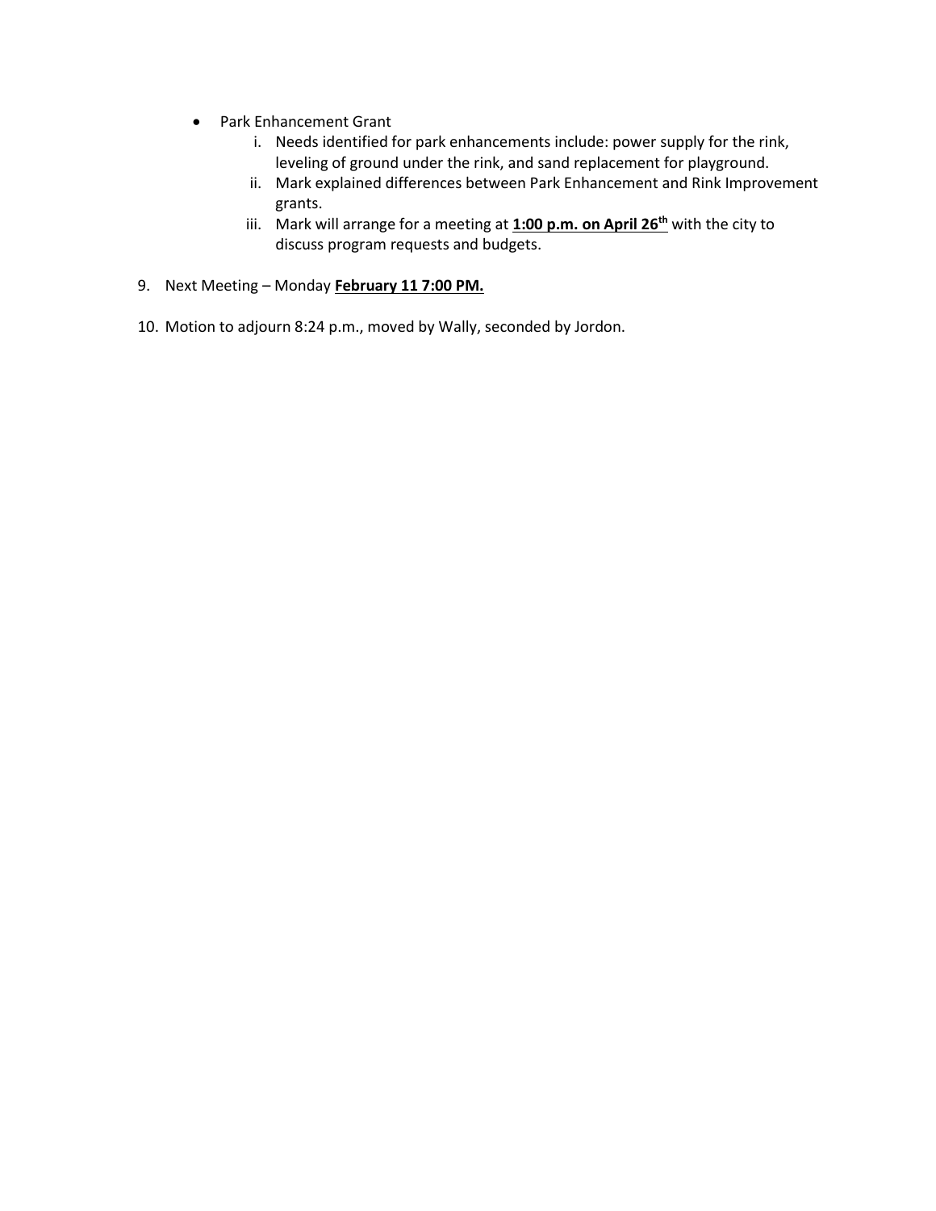- Park Enhancement Grant
    i. Needs identified for park enhancements include: power supply for the rink, leveling of ground under the rink, and sand replacement for playground.
    ii. Mark explained differences between Park Enhancement and Rink Improvement grants.
    iii. Mark will arrange for a meeting at **<u>1:00 p.m. on April 26th</u>** with the city to discuss program requests and budgets.

9. Next Meeting – Monday **<u>February 11 7:00 PM.</u>**

10. Motion to adjourn 8:24 p.m., moved by Wally, seconded by Jordon.